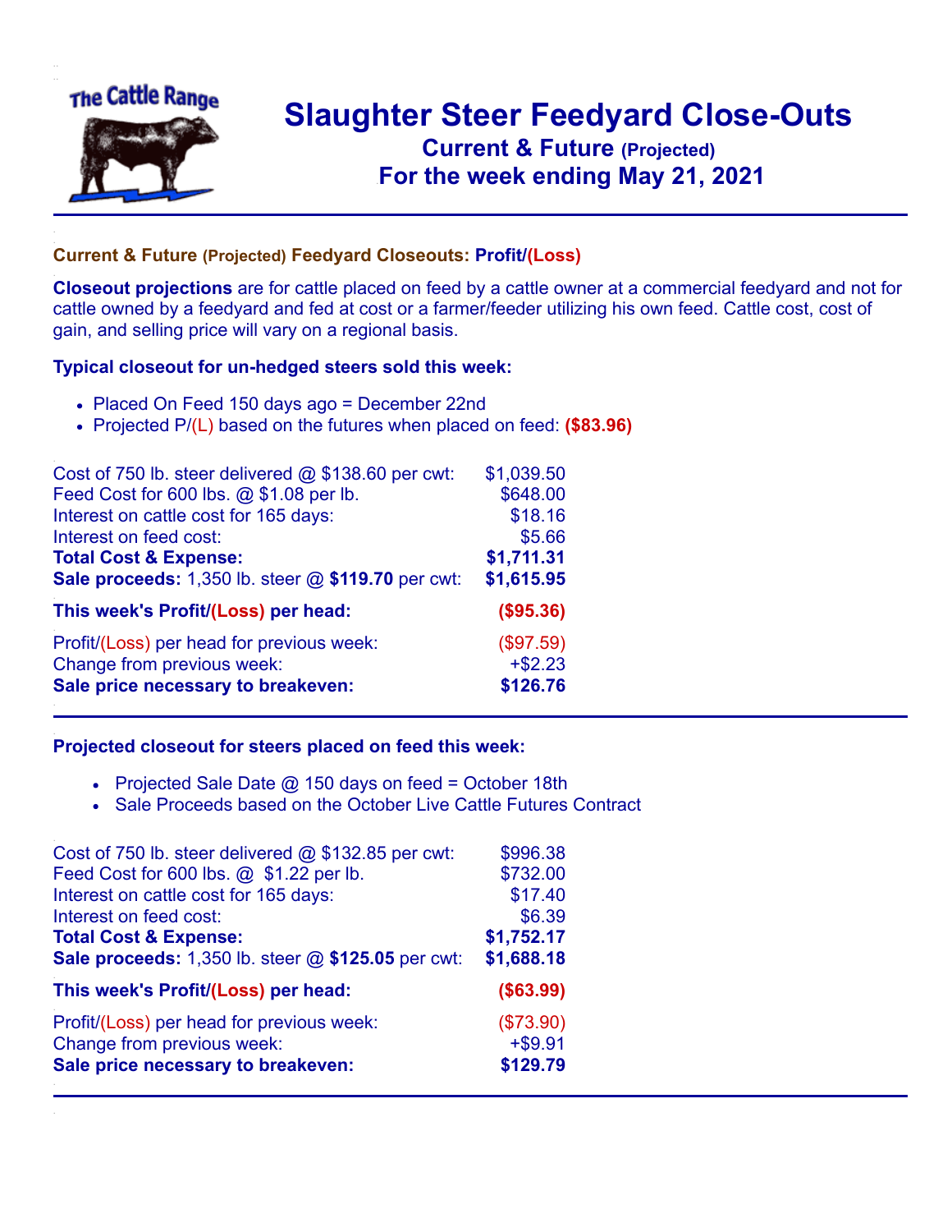The Cattle Range

# Slaughter Steer Feedyard Close-Outs
## Current & Future (Projected)
## For the week ending May 21, 2021

### Current & Future (Projected) Feedyard Closeouts: Profit/(Loss)

**Closeout projections** are for cattle placed on feed by a cattle owner at a commercial feedyard and not for cattle owned by a feedyard and fed at cost or a farmer/feeder utilizing his own feed. Cattle cost, cost of gain, and selling price will vary on a regional basis.

### Typical closeout for un-hedged steers sold this week:

- Placed On Feed 150 days ago = December 22nd
- Projected P/(L) based on the futures when placed on feed: **($83.96)**

| | |
|---|---|
| Cost of 750 lb. steer delivered @ $138.60 per cwt: | $1,039.50 |
| Feed Cost for 600 lbs. @ $1.08 per lb. | $648.00 |
| Interest on cattle cost for 165 days: | $18.16 |
| Interest on feed cost: | $5.66 |
| **Total Cost & Expense:** | **$1,711.31** |
| **Sale proceeds:** 1,350 lb. steer @ **$119.70** per cwt: | **$1,615.95** |
| **This week's Profit/(Loss) per head:** | **($95.36)** |
| Profit/(Loss) per head for previous week: | ($97.59) |
| Change from previous week: | +$2.23 |
| **Sale price necessary to breakeven:** | **$126.76** |

### Projected closeout for steers placed on feed this week:

- Projected Sale Date @ 150 days on feed = October 18th
- Sale Proceeds based on the October Live Cattle Futures Contract

| | |
|---|---|
| Cost of 750 lb. steer delivered @ $132.85 per cwt: | $996.38 |
| Feed Cost for 600 lbs. @ $1.22 per lb. | $732.00 |
| Interest on cattle cost for 165 days: | $17.40 |
| Interest on feed cost: | $6.39 |
| **Total Cost & Expense:** | **$1,752.17** |
| **Sale proceeds:** 1,350 lb. steer @ **$125.05** per cwt: | **$1,688.18** |
| **This week's Profit/(Loss) per head:** | **($63.99)** |
| Profit/(Loss) per head for previous week: | ($73.90) |
| Change from previous week: | +$9.91 |
| **Sale price necessary to breakeven:** | **$129.79** |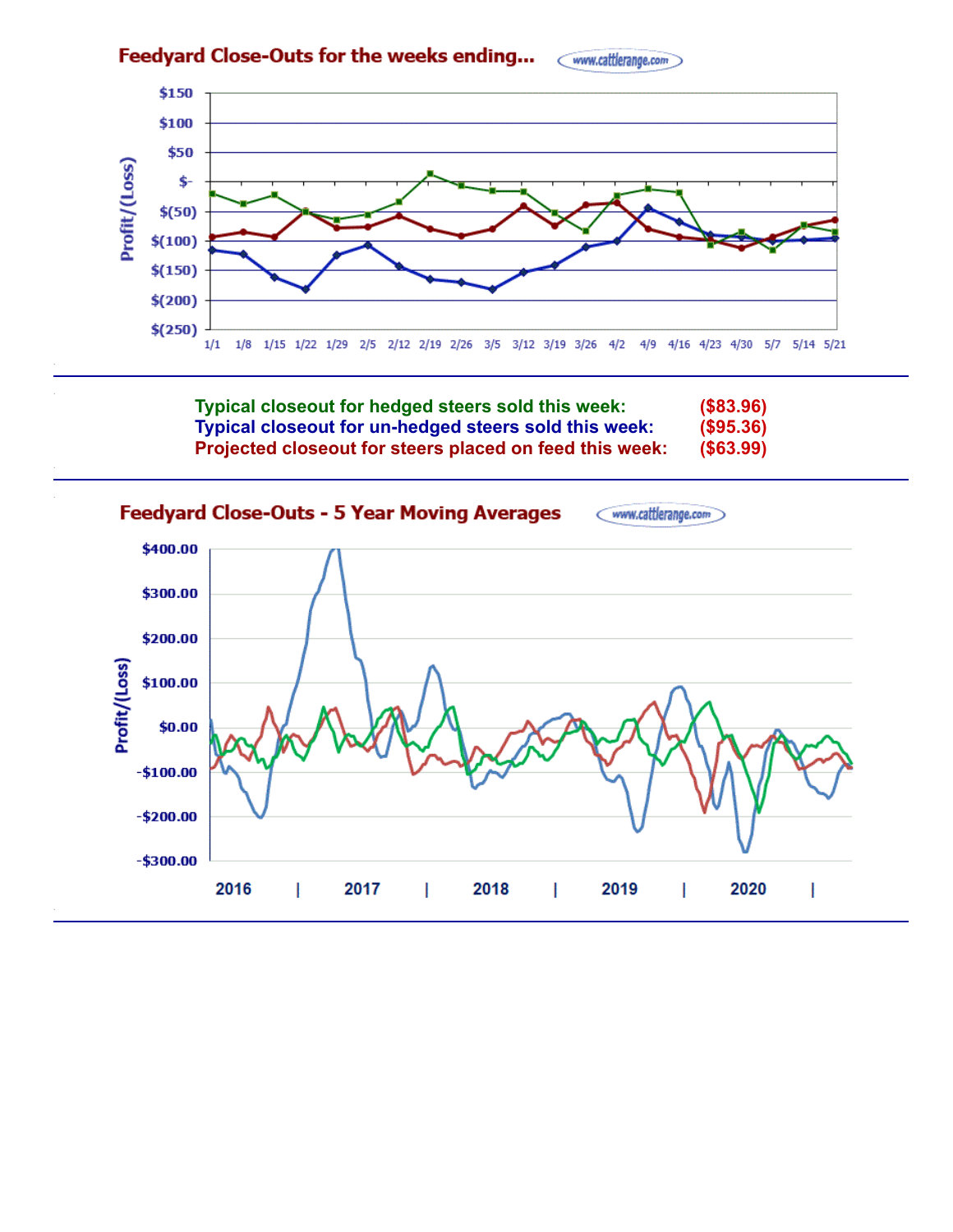## Feedyard Close-Outs for the weeks ending...

www.cattlerange.com

$150
$100
$50
$-
$(50)
$(100)
$(150)
$(200)
$(250)

Profit/(Loss)

1/1 1/8 1/15 1/22 1/29 2/5 2/12 2/19 2/26 3/5 3/12 3/19 3/26 4/2 4/9 4/16 4/23 4/30 5/7 5/14 5/21

---

**Typical closeout for hedged steers sold this week:** **($83.96)**
**Typical closeout for un-hedged steers sold this week:** **($95.36)**
**Projected closeout for steers placed on feed this week:** **($63.99)**

---

## Feedyard Close-Outs - 5 Year Moving Averages

www.cattlerange.com

$400.00
$300.00
$200.00
$100.00
$0.00
-$100.00
-$200.00
-$300.00

Profit/(Loss)

2016 | 2017 | 2018 | 2019 | 2020 |